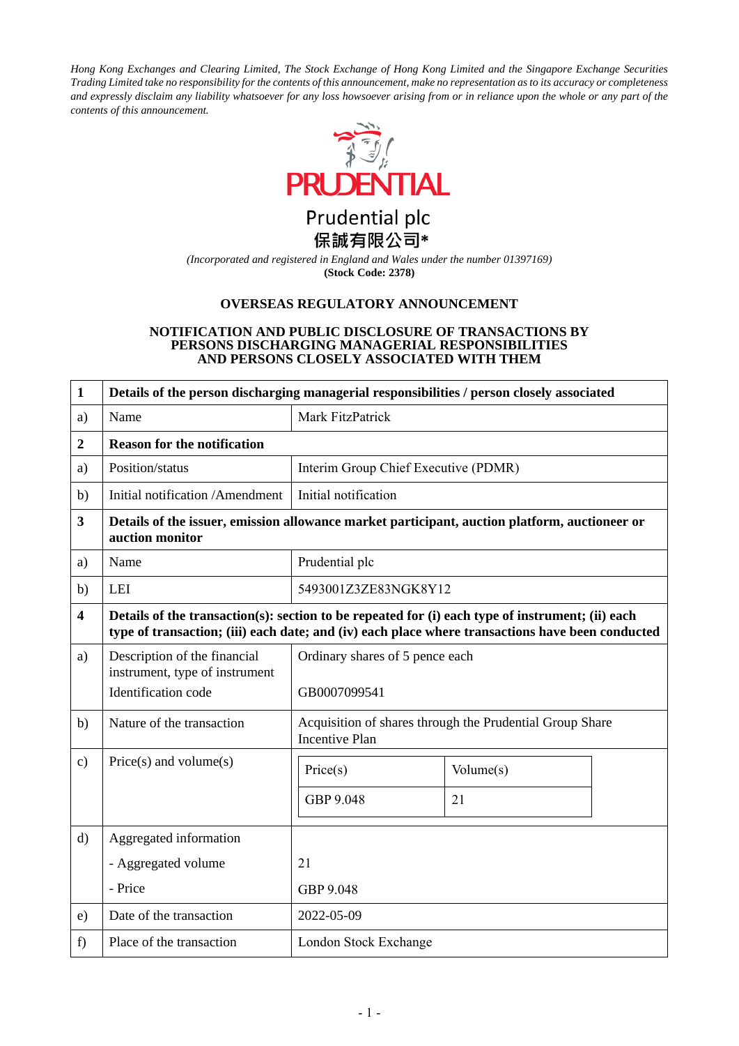*Hong Kong Exchanges and Clearing Limited, The Stock Exchange of Hong Kong Limited and the Singapore Exchange Securities Trading Limited take no responsibility for the contents of this announcement, make no representation as to its accuracy or completeness and expressly disclaim any liability whatsoever for any loss howsoever arising from or in reliance upon the whole or any part of the contents of this announcement.*

PRUDENTIAL

Prudential plc

保誠有限公司*

*(Incorporated and registered in England and Wales under the number 01397169)*

**(Stock Code: 2378)**

## OVERSEAS REGULATORY ANNOUNCEMENT

## NOTIFICATION AND PUBLIC DISCLOSURE OF TRANSACTIONS BY PERSONS DISCHARGING MANAGERIAL RESPONSIBILITIES AND PERSONS CLOSELY ASSOCIATED WITH THEM

| **1** | **Details of the person discharging managerial responsibilities / person closely associated** | |
|---|---|---|
| a) | Name | Mark FitzPatrick |
| **2** | **Reason for the notification** | |
| a) | Position/status | Interim Group Chief Executive (PDMR) |
| b) | Initial notification /Amendment | Initial notification |
| **3** | **Details of the issuer, emission allowance market participant, auction platform, auctioneer or auction monitor** | |
| a) | Name | Prudential plc |
| b) | LEI | 5493001Z3ZE83NGK8Y12 |
| **4** | **Details of the transaction(s): section to be repeated for (i) each type of instrument; (ii) each type of transaction; (iii) each date; and (iv) each place where transactions have been conducted** | |
| a) | Description of the financial instrument, type of instrument<br>Identification code | Ordinary shares of 5 pence each<br>GB0007099541 |
| b) | Nature of the transaction | Acquisition of shares through the Prudential Group Share Incentive Plan |
| c) | Price(s) and volume(s) | Price(s): GBP 9.048 — Volume(s): 21 |
| d) | Aggregated information<br>- Aggregated volume<br>- Price | <br>21<br>GBP 9.048 |
| e) | Date of the transaction | 2022-05-09 |
| f) | Place of the transaction | London Stock Exchange |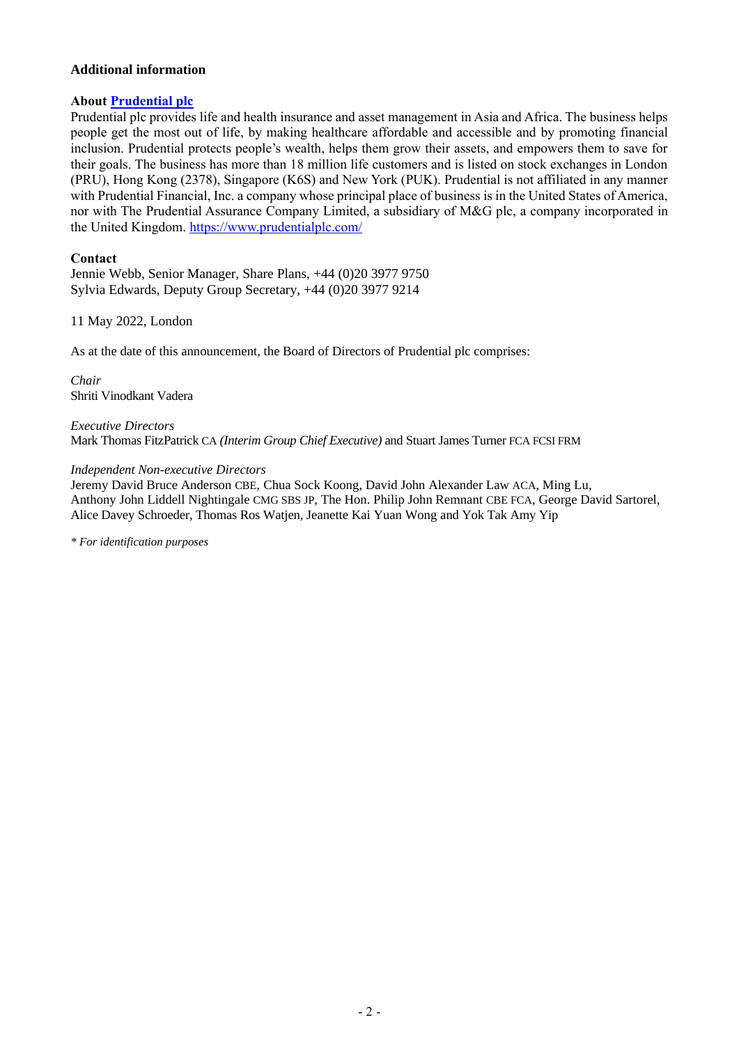**Additional information**

**About [Prudential plc](https://www.prudentialplc.com/)**
Prudential plc provides life and health insurance and asset management in Asia and Africa. The business helps people get the most out of life, by making healthcare affordable and accessible and by promoting financial inclusion. Prudential protects people's wealth, helps them grow their assets, and empowers them to save for their goals. The business has more than 18 million life customers and is listed on stock exchanges in London (PRU), Hong Kong (2378), Singapore (K6S) and New York (PUK). Prudential is not affiliated in any manner with Prudential Financial, Inc. a company whose principal place of business is in the United States of America, nor with The Prudential Assurance Company Limited, a subsidiary of M&G plc, a company incorporated in the United Kingdom. https://www.prudentialplc.com/

**Contact**
Jennie Webb, Senior Manager, Share Plans, +44 (0)20 3977 9750
Sylvia Edwards, Deputy Group Secretary, +44 (0)20 3977 9214

11 May 2022, London

As at the date of this announcement, the Board of Directors of Prudential plc comprises:

*Chair*
Shriti Vinodkant Vadera

*Executive Directors*
Mark Thomas FitzPatrick CA *(Interim Group Chief Executive)* and Stuart James Turner FCA FCSI FRM

*Independent Non-executive Directors*
Jeremy David Bruce Anderson CBE, Chua Sock Koong, David John Alexander Law ACA, Ming Lu, Anthony John Liddell Nightingale CMG SBS JP, The Hon. Philip John Remnant CBE FCA, George David Sartorel, Alice Davey Schroeder, Thomas Ros Watjen, Jeanette Kai Yuan Wong and Yok Tak Amy Yip

*\* For identification purposes*